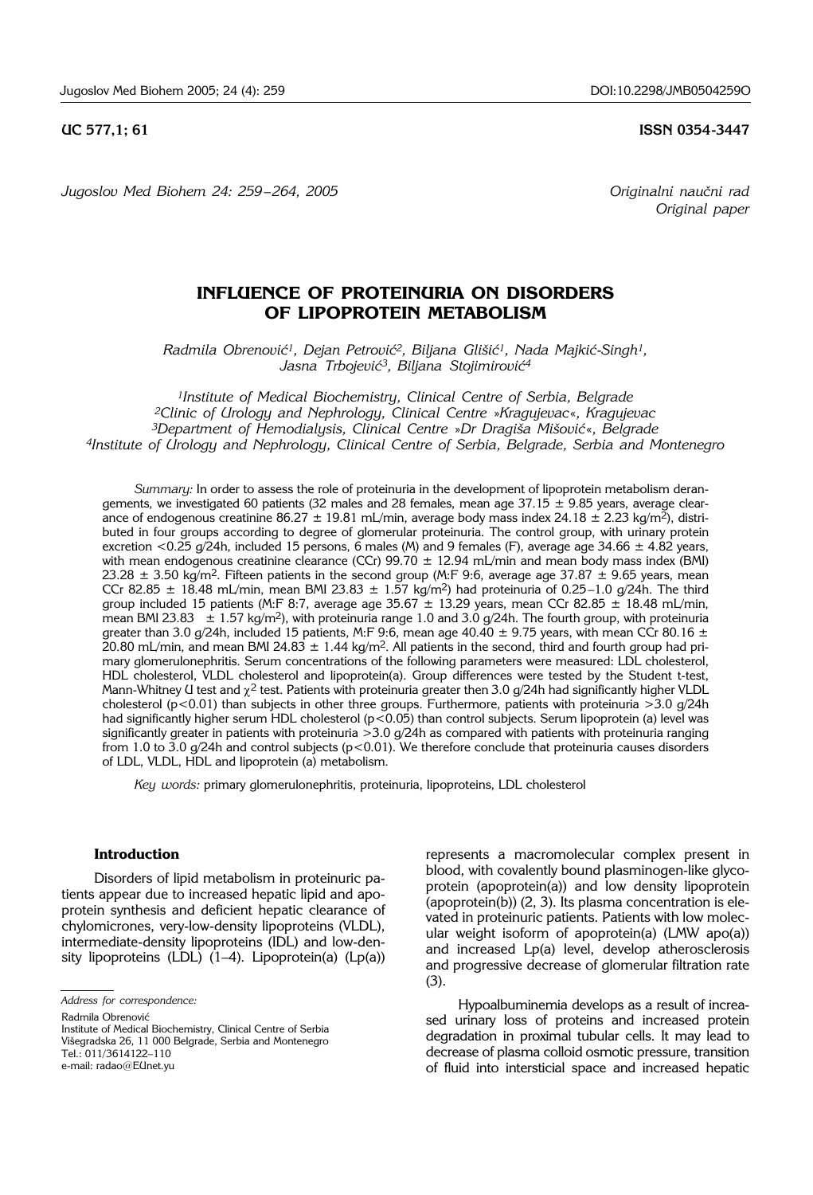UC 577,1; 61 **ISSN 0354-3447**

*Originalni naučni rad*
*Original paper*

# INFLUENCE OF PROTEINURIA ON DISORDERS OF LIPOPROTEIN METABOLISM

*Radmila Obrenović[1], Dejan Petrović[2], Biljana Glišić[1], Nada Majkić-Singh[1], Jasna Trbojević[3], Biljana Stojimirović[4]*

*[1]Institute of Medical Biochemistry, Clinical Centre of Serbia, Belgrade*
*[2]Clinic of Urology and Nephrology, Clinical Centre »Kragujevac«, Kragujevac*
*[3]Department of Hemodialysis, Clinical Centre »Dr Dragiša Mišović«, Belgrade*
*[4]Institute of Urology and Nephrology, Clinical Centre of Serbia, Belgrade, Serbia and Montenegro*

*Summary:* In order to assess the role of proteinuria in the development of lipoprotein metabolism derangements, we investigated 60 patients (32 males and 28 females, mean age 37.15 ± 9.85 years, average clearance of endogenous creatinine 86.27 ± 19.81 mL/min, average body mass index 24.18 ± 2.23 kg/m$^2$), distributed in four groups according to degree of glomerular proteinuria. The control group, with urinary protein excretion <0.25 g/24h, included 15 persons, 6 males (M) and 9 females (F), average age 34.66 ± 4.82 years, with mean endogenous creatinine clearance (CCr) 99.70 ± 12.94 mL/min and mean body mass index (BMI) 23.28 ± 3.50 kg/m$^2$. Fifteen patients in the second group (M:F 9:6, average age 37.87 ± 9.65 years, mean CCr 82.85 ± 18.48 mL/min, mean BMI 23.83 ± 1.57 kg/m$^2$) had proteinuria of 0.25–1.0 g/24h. The third group included 15 patients (M:F 8:7, average age 35.67 ± 13.29 years, mean CCr 82.85 ± 18.48 mL/min, mean BMI 23.83 ± 1.57 kg/m$^2$), with proteinuria range 1.0 and 3.0 g/24h. The fourth group, with proteinuria greater than 3.0 g/24h, included 15 patients, M:F 9:6, mean age 40.40 ± 9.75 years, with mean CCr 80.16 ± 20.80 mL/min, and mean BMI 24.83 ± 1.44 kg/m$^2$. All patients in the second, third and fourth group had primary glomerulonephritis. Serum concentrations of the following parameters were measured: LDL cholesterol, HDL cholesterol, VLDL cholesterol and lipoprotein(a). Group differences were tested by the Student t-test, Mann-Whitney U test and $\chi^2$ test. Patients with proteinuria greater then 3.0 g/24h had significantly higher VLDL cholesterol ($p<0.01$) than subjects in other three groups. Furthermore, patients with proteinuria >3.0 g/24h had significantly higher serum HDL cholesterol ($p<0.05$) than control subjects. Serum lipoprotein (a) level was significantly greater in patients with proteinuria >3.0 g/24h as compared with patients with proteinuria ranging from 1.0 to 3.0 g/24h and control subjects ($p<0.01$). We therefore conclude that proteinuria causes disorders of LDL, VLDL, HDL and lipoprotein (a) metabolism.

*Key words:* primary glomerulonephritis, proteinuria, lipoproteins, LDL cholesterol

## Introduction

Disorders of lipid metabolism in proteinuric patients appear due to increased hepatic lipid and apoprotein synthesis and deficient hepatic clearance of chylomicrones, very-low-density lipoproteins (VLDL), intermediate-density lipoproteins (IDL) and low-density lipoproteins (LDL) (1–4). Lipoprotein(a) (Lp(a)) represents a macromolecular complex present in blood, with covalently bound plasminogen-like glycoprotein (apoprotein(a)) and low density lipoprotein (apoprotein(b)) (2, 3). Its plasma concentration is elevated in proteinuric patients. Patients with low molecular weight isoform of apoprotein(a) (LMW apo(a)) and increased Lp(a) level, develop atherosclerosis and progressive decrease of glomerular filtration rate (3).

Hypoalbuminemia develops as a result of increased urinary loss of proteins and increased protein degradation in proximal tubular cells. It may lead to decrease of plasma colloid osmotic pressure, transition of fluid into intersticial space and increased hepatic

*Address for correspondence:*

Radmila Obrenović
Institute of Medical Biochemistry, Clinical Centre of Serbia
Višegradska 26, 11 000 Belgrade, Serbia and Montenegro
Tel.: 011/3614122–110
e-mail: radao@EUnet.yu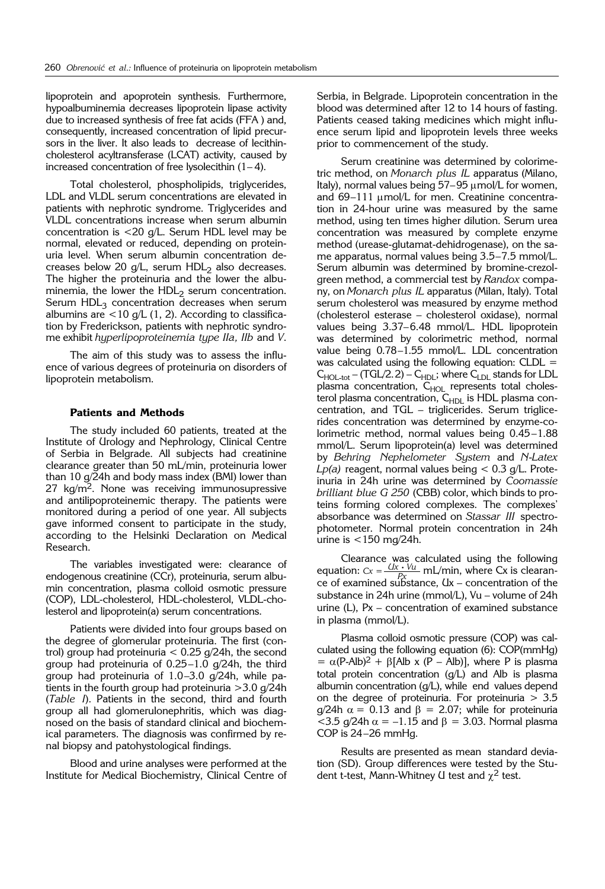lipoprotein and apoprotein synthesis. Furthermore, hypoalbuminemia decreases lipoprotein lipase activity due to increased synthesis of free fat acids (FFA ) and, consequently, increased concentration of lipid precursors in the liver. It also leads to decrease of lecithin-cholesterol acyltransferase (LCAT) activity, caused by increased concentration of free lysolecithin (1–4).

Total cholesterol, phospholipids, triglycerides, LDL and VLDL serum concentrations are elevated in patients with nephrotic syndrome. Triglycerides and VLDL concentrations increase when serum albumin concentration is <20 g/L. Serum HDL level may be normal, elevated or reduced, depending on proteinuria level. When serum albumin concentration decreases below 20 g/L, serum $HDL_2$ also decreases. The higher the proteinuria and the lower the albuminemia, the lower the $HDL_2$ serum concentration. Serum $HDL_3$ concentration decreases when serum albumins are <10 g/L (1, 2). According to classification by Frederickson, patients with nephrotic syndrome exhibit *hyperlipoproteinemia type IIa, IIb* and *V*.

The aim of this study was to assess the influence of various degrees of proteinuria on disorders of lipoprotein metabolism.

## Patients and Methods

The study included 60 patients, treated at the Institute of Urology and Nephrology, Clinical Centre of Serbia in Belgrade. All subjects had creatinine clearance greater than 50 mL/min, proteinuria lower than 10 g/24h and body mass index (BMI) lower than 27 kg/m$^2$. None was receiving immunosupressive and antilipoproteinemic therapy. The patients were monitored during a period of one year. All subjects gave informed consent to participate in the study, according to the Helsinki Declaration on Medical Research.

The variables investigated were: clearance of endogenous creatinine (CCr), proteinuria, serum albumin concentration, plasma colloid osmotic pressure (COP), LDL-cholesterol, HDL-cholesterol, VLDL-cholesterol and lipoprotein(a) serum concentrations.

Patients were divided into four groups based on the degree of glomerular proteinuria. The first (control) group had proteinuria < 0.25 g/24h, the second group had proteinuria of 0.25–1.0 g/24h, the third group had proteinuria of 1.0–3.0 g/24h, while patients in the fourth group had proteinuria >3.0 g/24h (*Table I*). Patients in the second, third and fourth group all had glomerulonephritis, which was diagnosed on the basis of standard clinical and biochemical parameters. The diagnosis was confirmed by renal biopsy and patohystological findings.

Blood and urine analyses were performed at the Institute for Medical Biochemistry, Clinical Centre of Serbia, in Belgrade. Lipoprotein concentration in the blood was determined after 12 to 14 hours of fasting. Patients ceased taking medicines which might influence serum lipid and lipoprotein levels three weeks prior to commencement of the study.

Serum creatinine was determined by colorimetric method, on *Monarch plus IL* apparatus (Milano, Italy), normal values being 57–95 μmol/L for women, and 69–111 μmol/L for men. Creatinine concentration in 24-hour urine was measured by the same method, using ten times higher dilution. Serum urea concentration was measured by complete enzyme method (urease-glutamat-dehidrogenase), on the same apparatus, normal values being 3.5–7.5 mmol/L. Serum albumin was determined by bromine-crezolgreen method, a commercial test by *Randox* company, on *Monarch plus IL* apparatus (Milan, Italy). Total serum cholesterol was measured by enzyme method (cholesterol esterase – cholesterol oxidase), normal values being 3.37–6.48 mmol/L. HDL lipoprotein was determined by colorimetric method, normal value being 0.78–1.55 mmol/L. LDL concentration was calculated using the following equation: $C_{LDL} = C_{HOL\text{-}tot} - (TGL/2.2) - C_{HDL}$; where $C_{LDL}$ stands for LDL plasma concentration, $C_{HOL}$ represents total cholesterol plasma concentration, $C_{HDL}$ is HDL plasma concentration, and TGL – triglicerides. Serum triglicerides concentration was determined by enzyme-colorimetric method, normal values being 0.45–1.88 mmol/L. Serum lipoprotein(a) level was determined by *Behring Nephelometer System* and *N-Latex Lp(a)* reagent, normal values being < 0.3 g/L. Proteinuria in 24h urine was determined by *Coomassie brilliant blue G 250* (CBB) color, which binds to proteins forming colored complexes. The complexes' absorbance was determined on *Stassar III* spectrophotometer. Normal protein concentration in 24h urine is <150 mg/24h.

Clearance was calculated using the following equation: $Cx = \frac{Ux \cdot Vu}{Px}$ mL/min, where Cx is clearance of examined substance, Ux – concentration of the substance in 24h urine (mmol/L), Vu – volume of 24h urine (L), Px – concentration of examined substance in plasma (mmol/L).

Plasma colloid osmotic pressure (COP) was calculated using the following equation (6): $COP(mmHg) = \alpha(P\text{-}Alb)^2 + \beta[Alb \times (P - Alb)]$, where P is plasma total protein concentration (g/L) and Alb is plasma albumin concentration (g/L), while end values depend on the degree of proteinuria. For proteinuria > 3.5 g/24h $\alpha = 0.13$ and $\beta = 2.07$; while for proteinuria <3.5 g/24h $\alpha = -1.15$ and $\beta = 3.03$. Normal plasma COP is 24–26 mmHg.

Results are presented as mean standard deviation (SD). Group differences were tested by the Student t-test, Mann-Whitney U test and $\chi^2$ test.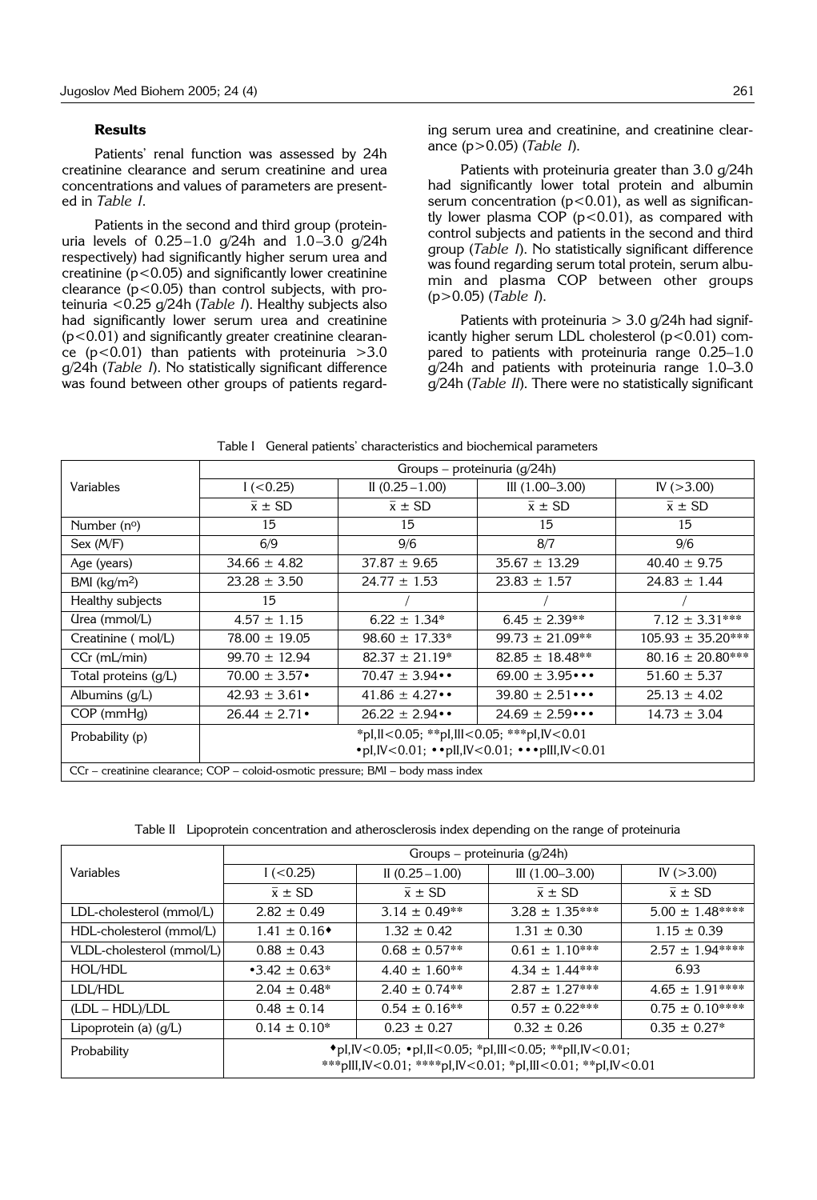## Results

Patients' renal function was assessed by 24h creatinine clearance and serum creatinine and urea concentrations and values of parameters are presented in *Table I*.

Patients in the second and third group (proteinuria levels of 0.25–1.0 g/24h and 1.0–3.0 g/24h respectively) had significantly higher serum urea and creatinine ($p<0.05$) and significantly lower creatinine clearance ($p<0.05$) than control subjects, with proteinuria <0.25 g/24h (*Table I*). Healthy subjects also had significantly lower serum urea and creatinine ($p<0.01$) and significantly greater creatinine clearance ($p<0.01$) than patients with proteinuria >3.0 g/24h (*Table I*). No statistically significant difference was found between other groups of patients regarding serum urea and creatinine, and creatinine clearance ($p>0.05$) (*Table I*).

Patients with proteinuria greater than 3.0 g/24h had significantly lower total protein and albumin serum concentration ($p<0.01$), as well as significantly lower plasma COP ($p<0.01$), as compared with control subjects and patients in the second and third group (*Table I*). No statistically significant difference was found regarding serum total protein, serum albumin and plasma COP between other groups ($p>0.05$) (*Table I*).

Patients with proteinuria > 3.0 g/24h had significantly higher serum LDL cholesterol ($p<0.01$) compared to patients with proteinuria range 0.25–1.0 g/24h and patients with proteinuria range 1.0–3.0 g/24h (*Table II*). There were no statistically significant

Table I General patients' characteristics and biochemical parameters

| Variables | Groups – proteinuria (g/24h) | | | |
|---|---|---|---|---|
| | I (<0.25) | II (0.25 – 1.00) | III (1.00–3.00) | IV (>3.00) |
| | x̄ ± SD | x̄ ± SD | x̄ ± SD | x̄ ± SD |
| Number (nº) | 15 | 15 | 15 | 15 |
| Sex (M/F) | 6/9 | 9/6 | 8/7 | 9/6 |
| Age (years) | 34.66 ± 4.82 | 37.87 ± 9.65 | 35.67 ± 13.29 | 40.40 ± 9.75 |
| BMI (kg/m²) | 23.28 ± 3.50 | 24.77 ± 1.53 | 23.83 ± 1.57 | 24.83 ± 1.44 |
| Healthy subjects | 15 | / | / | / |
| Urea (mmol/L) | 4.57 ± 1.15 | 6.22 ± 1.34* | 6.45 ± 2.39** | 7.12 ± 3.31*** |
| Creatinine ( mol/L) | 78.00 ± 19.05 | 98.60 ± 17.33* | 99.73 ± 21.09** | 105.93 ± 35.20*** |
| CCr (mL/min) | 99.70 ± 12.94 | 82.37 ± 21.19* | 82.85 ± 18.48** | 80.16 ± 20.80*** |
| Total proteins (g/L) | 70.00 ± 3.57• | 70.47 ± 3.94•• | 69.00 ± 3.95••• | 51.60 ± 5.37 |
| Albumins (g/L) | 42.93 ± 3.61• | 41.86 ± 4.27•• | 39.80 ± 2.51••• | 25.13 ± 4.02 |
| COP (mmHg) | 26.44 ± 2.71• | 26.22 ± 2.94•• | 24.69 ± 2.59••• | 14.73 ± 3.04 |
| Probability (p) | *pI,II<0.05; **pI,III<0.05; ***pI,IV<0.01<br>•pI,IV<0.01; ••pII,IV<0.01; •••pIII,IV<0.01 | | | |

CCr – creatinine clearance; COP – coloid-osmotic pressure; BMI – body mass index

Table II Lipoprotein concentration and atherosclerosis index depending on the range of proteinuria

| Variables | Groups – proteinuria (g/24h) | | | |
|---|---|---|---|---|
| | I (<0.25) | II (0.25 – 1.00) | III (1.00–3.00) | IV (>3.00) |
| | x̄ ± SD | x̄ ± SD | x̄ ± SD | x̄ ± SD |
| LDL-cholesterol (mmol/L) | 2.82 ± 0.49 | 3.14 ± 0.49** | 3.28 ± 1.35*** | 5.00 ± 1.48**** |
| HDL-cholesterol (mmol/L) | 1.41 ± 0.16♦ | 1.32 ± 0.42 | 1.31 ± 0.30 | 1.15 ± 0.39 |
| VLDL-cholesterol (mmol/L) | 0.88 ± 0.43 | 0.68 ± 0.57** | 0.61 ± 1.10*** | 2.57 ± 1.94**** |
| HOL/HDL | •3.42 ± 0.63* | 4.40 ± 1.60** | 4.34 ± 1.44*** | 6.93 |
| LDL/HDL | 2.04 ± 0.48* | 2.40 ± 0.74** | 2.87 ± 1.27*** | 4.65 ± 1.91**** |
| (LDL – HDL)/LDL | 0.48 ± 0.14 | 0.54 ± 0.16** | 0.57 ± 0.22*** | 0.75 ± 0.10**** |
| Lipoprotein (a) (g/L) | 0.14 ± 0.10* | 0.23 ± 0.27 | 0.32 ± 0.26 | 0.35 ± 0.27* |
| Probability | ♦pI,IV<0.05; •pI,II<0.05; *pI,III<0.05; **pII,IV<0.01;<br>***pIII,IV<0.01; ****pI,IV<0.01; *pI,III<0.01; **pI,IV<0.01 | | | |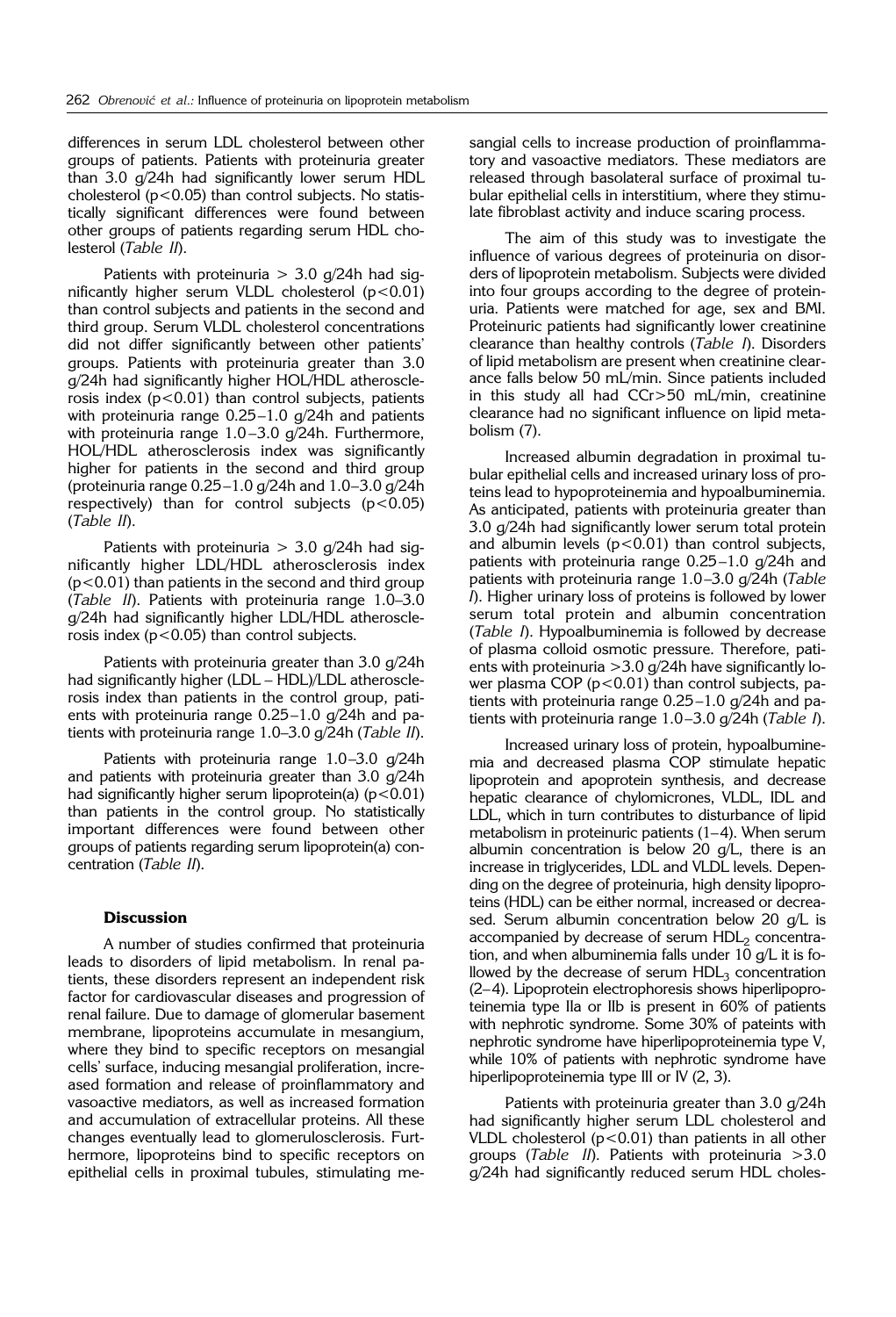differences in serum LDL cholesterol between other groups of patients. Patients with proteinuria greater than 3.0 g/24h had significantly lower serum HDL cholesterol ($p<0.05$) than control subjects. No statistically significant differences were found between other groups of patients regarding serum HDL cholesterol (*Table II*).

Patients with proteinuria > 3.0 g/24h had significantly higher serum VLDL cholesterol ($p<0.01$) than control subjects and patients in the second and third group. Serum VLDL cholesterol concentrations did not differ significantly between other patients' groups. Patients with proteinuria greater than 3.0 g/24h had significantly higher HOL/HDL atherosclerosis index ($p<0.01$) than control subjects, patients with proteinuria range 0.25–1.0 g/24h and patients with proteinuria range 1.0–3.0 g/24h. Furthermore, HOL/HDL atherosclerosis index was significantly higher for patients in the second and third group (proteinuria range 0.25–1.0 g/24h and 1.0–3.0 g/24h respectively) than for control subjects ($p<0.05$) (*Table II*).

Patients with proteinuria > 3.0 g/24h had significantly higher LDL/HDL atherosclerosis index ($p<0.01$) than patients in the second and third group (*Table II*). Patients with proteinuria range 1.0–3.0 g/24h had significantly higher LDL/HDL atherosclerosis index ($p<0.05$) than control subjects.

Patients with proteinuria greater than 3.0 g/24h had significantly higher (LDL – HDL)/LDL atherosclerosis index than patients in the control group, patients with proteinuria range 0.25–1.0 g/24h and patients with proteinuria range 1.0–3.0 g/24h (*Table II*).

Patients with proteinuria range 1.0–3.0 g/24h and patients with proteinuria greater than 3.0 g/24h had significantly higher serum lipoprotein(a) ($p<0.01$) than patients in the control group. No statistically important differences were found between other groups of patients regarding serum lipoprotein(a) concentration (*Table II*).

## Discussion

A number of studies confirmed that proteinuria leads to disorders of lipid metabolism. In renal patients, these disorders represent an independent risk factor for cardiovascular diseases and progression of renal failure. Due to damage of glomerular basement membrane, lipoproteins accumulate in mesangium, where they bind to specific receptors on mesangial cells' surface, inducing mesangial proliferation, increased formation and release of proinflammatory and vasoactive mediators, as well as increased formation and accumulation of extracellular proteins. All these changes eventually lead to glomerulosclerosis. Furthermore, lipoproteins bind to specific receptors on epithelial cells in proximal tubules, stimulating mesangial cells to increase production of proinflammatory and vasoactive mediators. These mediators are released through basolateral surface of proximal tubular epithelial cells in interstitium, where they stimulate fibroblast activity and induce scaring process.

The aim of this study was to investigate the influence of various degrees of proteinuria on disorders of lipoprotein metabolism. Subjects were divided into four groups according to the degree of proteinuria. Patients were matched for age, sex and BMI. Proteinuric patients had significantly lower creatinine clearance than healthy controls (*Table I*). Disorders of lipid metabolism are present when creatinine clearance falls below 50 mL/min. Since patients included in this study all had CCr>50 mL/min, creatinine clearance had no significant influence on lipid metabolism (7).

Increased albumin degradation in proximal tubular epithelial cells and increased urinary loss of proteins lead to hypoproteinemia and hypoalbuminemia. As anticipated, patients with proteinuria greater than 3.0 g/24h had significantly lower serum total protein and albumin levels ($p<0.01$) than control subjects, patients with proteinuria range 0.25–1.0 g/24h and patients with proteinuria range 1.0–3.0 g/24h (*Table I*). Higher urinary loss of proteins is followed by lower serum total protein and albumin concentration (*Table I*). Hypoalbuminemia is followed by decrease of plasma colloid osmotic pressure. Therefore, patients with proteinuria >3.0 g/24h have significantly lower plasma COP ($p<0.01$) than control subjects, patients with proteinuria range 0.25–1.0 g/24h and patients with proteinuria range 1.0–3.0 g/24h (*Table I*).

Increased urinary loss of protein, hypoalbuminemia and decreased plasma COP stimulate hepatic lipoprotein and apoprotein synthesis, and decrease hepatic clearance of chylomicrones, VLDL, IDL and LDL, which in turn contributes to disturbance of lipid metabolism in proteinuric patients (1–4). When serum albumin concentration is below 20 g/L, there is an increase in triglycerides, LDL and VLDL levels. Depending on the degree of proteinuria, high density lipoproteins (HDL) can be either normal, increased or decreased. Serum albumin concentration below 20 g/L is accompanied by decrease of serum $HDL_2$ concentration, and when albuminemia falls under 10 g/L it is followed by the decrease of serum $HDL_3$ concentration (2–4). Lipoprotein electrophoresis shows hiperlipoproteinemia type IIa or IIb is present in 60% of patients with nephrotic syndrome. Some 30% of pateints with nephrotic syndrome have hiperlipoproteinemia type V, while 10% of patients with nephrotic syndrome have hiperlipoproteinemia type III or IV (2, 3).

Patients with proteinuria greater than 3.0 g/24h had significantly higher serum LDL cholesterol and VLDL cholesterol ($p<0.01$) than patients in all other groups (*Table II*). Patients with proteinuria >3.0 g/24h had significantly reduced serum HDL choles-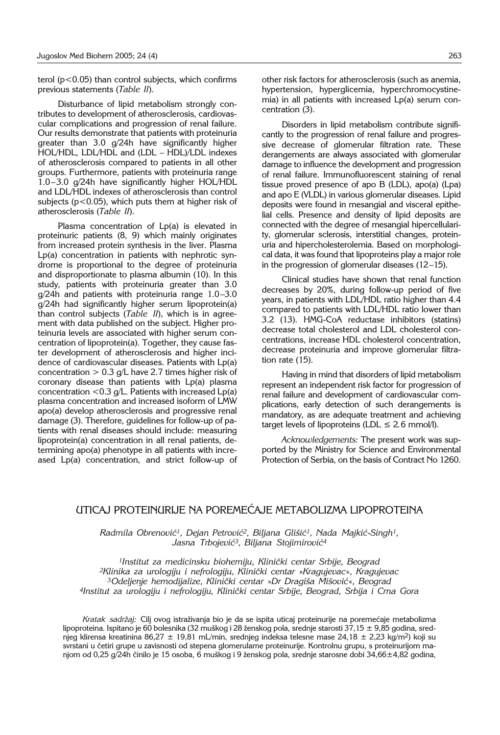terol ($p<0.05$) than control subjects, which confirms previous statements (*Table II*).

Disturbance of lipid metabolism strongly contributes to development of atherosclerosis, cardiovascular complications and progression of renal failure. Our results demonstrate that patients with proteinuria greater than 3.0 g/24h have significantly higher HOL/HDL, LDL/HDL and (LDL – HDL)/LDL indexes of atherosclerosis compared to patients in all other groups. Furthermore, patients with proteinuria range 1.0–3.0 g/24h have significantly higher HOL/HDL and LDL/HDL indexes of atherosclerosis than control subjects ($p<0.05$), which puts them at higher risk of atherosclerosis (*Table II*).

Plasma concentration of Lp(a) is elevated in proteinuric patients (8, 9) which mainly originates from increased protein synthesis in the liver. Plasma Lp(a) concentration in patients with nephrotic syndrome is proportional to the degree of proteinuria and disproportionate to plasma albumin (10). In this study, patients with proteinuria greater than 3.0 g/24h and patients with proteinuria range 1.0–3.0 g/24h had significantly higher serum lipoprotein(a) than control subjects (*Table II*), which is in agreement with data published on the subject. Higher proteinuria levels are associated with higher serum concentration of lipoprotein(a). Together, they cause faster development of atherosclerosis and higher incidence of cardiovascular diseases. Patients with Lp(a) concentration $> 0.3$ g/L have 2.7 times higher risk of coronary disease than patients with Lp(a) plasma concentration $<0.3$ g/L. Patients with increased Lp(a) plasma concentration and increased isoform of LMW apo(a) develop atherosclerosis and progressive renal damage (3). Therefore, guidelines for follow-up of patients with renal diseases should include: measuring lipoprotein(a) concentration in all renal patients, determining apo(a) phenotype in all patients with increased Lp(a) concentration, and strict follow-up of other risk factors for atherosclerosis (such as anemia, hypertension, hyperglicemia, hyperchromocystinemia) in all patients with increased Lp(a) serum concentration (3).

Disorders in lipid metabolism contribute significantly to the progression of renal failure and progressive decrease of glomerular filtration rate. These derangements are always associated with glomerular damage to influence the development and progression of renal failure. Immunofluorescent staining of renal tissue proved presence of apo B (LDL), apo(a) (Lpa) and apo E (VLDL) in various glomerular diseases. Lipid deposits were found in mesangial and visceral epithelial cells. Presence and density of lipid deposits are connected with the degree of mesangial hipercellularity, glomerular sclerosis, interstitial changes, proteinuria and hipercholesterolemia. Based on morphological data, it was found that lipoproteins play a major role in the progression of glomerular diseases (12–15).

Clinical studies have shown that renal function decreases by 20%, during follow-up period of five years, in patients with LDL/HDL ratio higher than 4.4 compared to patients with LDL/HDL ratio lower than 3.2 (13). HMG-CoA reductase inhibitors (statins) decrease total cholesterol and LDL cholesterol concentrations, increase HDL cholesterol concentration, decrease proteinuria and improve glomerular filtration rate (15).

Having in mind that disorders of lipid metabolism represent an independent risk factor for progression of renal failure and development of cardiovascular complications, early detection of such derangements is mandatory, as are adequate treatment and achieving target levels of lipoproteins (LDL $\leq$ 2.6 mmol/l).

*Acknowledgements:* The present work was supported by the Ministry for Science and Environmental Protection of Serbia, on the basis of Contract No 1260.

# UTICAJ PROTEINURIJE NA POREMEĆAJE METABOLIZMA LIPOPROTEINA

*Radmila Obrenović[1], Dejan Petrović[2], Biljana Glišić[1], Nada Majkić-Singh[1], Jasna Trbojević[3], Biljana Stojimirović[4]*

*[1]Institut za medicinsku biohemiju, Klinički centar Srbije, Beograd*
*[2]Klinika za urologiju i nefrologiju, Klinički centar »Kragujevac«, Kragujevac*
*[3]Odeljenje hemodijalize, Klinički centar »Dr Dragiša Mišović«, Beograd*
*[4]Institut za urologiju i nefrologiju, Klinički centar Srbije, Beograd, Srbija i Crna Gora*

*Kratak sadržaj:* Cilj ovog istraživanja bio je da se ispita uticaj proteinurije na poremećaje metabolizma lipoproteina. Ispitano je 60 bolesnika (32 muškog i 28 ženskog pola, srednje starosti 37,15 ± 9,85 godina, srednjeg klirensa kreatinina 86,27 ± 19,81 mL/min, srednjeg indeksa telesne mase 24,18 ± 2,23 kg/m$^2$) koji su svrstani u četiri grupe u zavisnosti od stepena glomerularne proteinurije. Kontrolnu grupu, s proteinurijom manjom od 0,25 g/24h činilo je 15 osoba, 6 muškog i 9 ženskog pola, srednje starosne dobi 34,66±4,82 godina,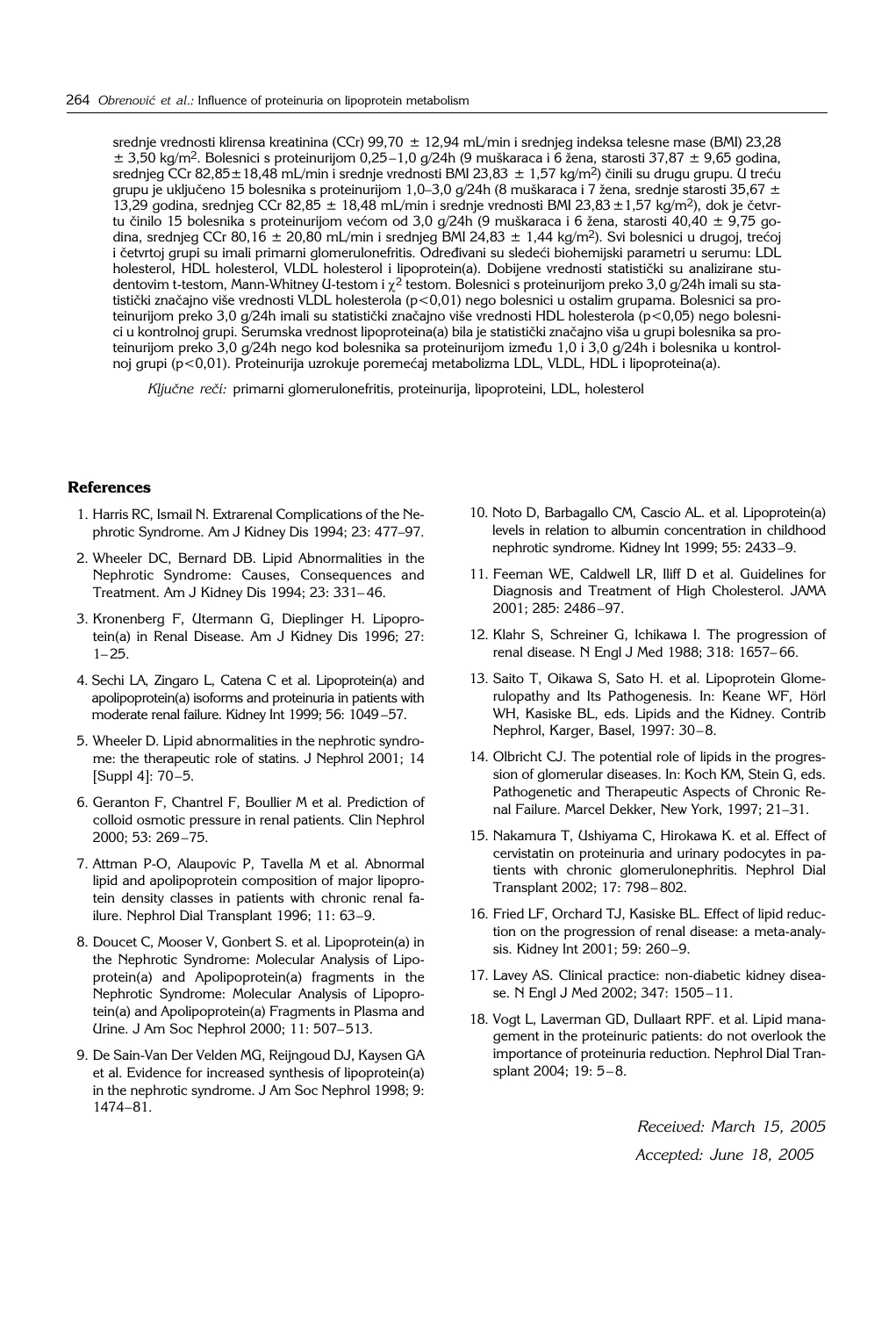srednje vrednosti klirensa kreatinina (CCr) 99,70 ± 12,94 mL/min i srednjeg indeksa telesne mase (BMI) 23,28 ± 3,50 kg/m$^2$. Bolesnici s proteinurijom 0,25–1,0 g/24h (9 muškaraca i 6 žena, starosti 37,87 ± 9,65 godina, srednjeg CCr 82,85±18,48 mL/min i srednje vrednosti BMI 23,83 ± 1,57 kg/m$^2$) činili su drugu grupu. U treću grupu je uključeno 15 bolesnika s proteinurijom 1,0–3,0 g/24h (8 muškaraca i 7 žena, srednje starosti 35,67 ± 13,29 godina, srednjeg CCr 82,85 ± 18,48 mL/min i srednje vrednosti BMI 23,83±1,57 kg/m$^2$), dok je četvrtu činilo 15 bolesnika s proteinurijom većom od 3,0 g/24h (9 muškaraca i 6 žena, starosti 40,40 ± 9,75 godina, srednjeg CCr 80,16 ± 20,80 mL/min i srednjeg BMI 24,83 ± 1,44 kg/m$^2$). Svi bolesnici u drugoj, trećoj i četvrtoj grupi su imali primarni glomerulonefritis. Određivani su sledeći biohemijski parametri u serumu: LDL holesterol, HDL holesterol, VLDL holesterol i lipoprotein(a). Dobijene vrednosti statistički su analizirane studentovim t-testom, Mann-Whitney U-testom i $\chi^2$ testom. Bolesnici s proteinurijom preko 3,0 g/24h imali su statistički značajno više vrednosti VLDL holesterola ($p<0,01$) nego bolesnici u ostalim grupama. Bolesnici sa proteinurijom preko 3,0 g/24h imali su statistički značajno više vrednosti HDL holesterola ($p<0,05$) nego bolesnici u kontrolnoj grupi. Serumska vrednost lipoproteina(a) bila je statistički značajno viša u grupi bolesnika sa proteinurijom preko 3,0 g/24h nego kod bolesnika sa proteinurijom između 1,0 i 3,0 g/24h i bolesnika u kontrolnoj grupi ($p<0,01$). Proteinurija uzrokuje poremećaj metabolizma LDL, VLDL, HDL i lipoproteina(a).

*Ključne reči:* primarni glomerulonefritis, proteinurija, lipoproteini, LDL, holesterol

### References

1. Harris RC, Ismail N. Extrarenal Complications of the Nephrotic Syndrome. Am J Kidney Dis 1994; 23: 477–97.
2. Wheeler DC, Bernard DB. Lipid Abnormalities in the Nephrotic Syndrome: Causes, Consequences and Treatment. Am J Kidney Dis 1994; 23: 331–46.
3. Kronenberg F, Utermann G, Dieplinger H. Lipoprotein(a) in Renal Disease. Am J Kidney Dis 1996; 27: 1–25.
4. Sechi LA, Zingaro L, Catena C et al. Lipoprotein(a) and apolipoprotein(a) isoforms and proteinuria in patients with moderate renal failure. Kidney Int 1999; 56: 1049–57.
5. Wheeler D. Lipid abnormalities in the nephrotic syndrome: the therapeutic role of statins. J Nephrol 2001; 14 [Suppl 4]: 70–5.
6. Geranton F, Chantrel F, Boullier M et al. Prediction of colloid osmotic pressure in renal patients. Clin Nephrol 2000; 53: 269–75.
7. Attman P-O, Alaupovic P, Tavella M et al. Abnormal lipid and apolipoprotein composition of major lipoprotein density classes in patients with chronic renal failure. Nephrol Dial Transplant 1996; 11: 63–9.
8. Doucet C, Mooser V, Gonbert S. et al. Lipoprotein(a) in the Nephrotic Syndrome: Molecular Analysis of Lipoprotein(a) and Apolipoprotein(a) fragments in the Nephrotic Syndrome: Molecular Analysis of Lipoprotein(a) and Apolipoprotein(a) Fragments in Plasma and Urine. J Am Soc Nephrol 2000; 11: 507–513.
9. De Sain-Van Der Velden MG, Reijngoud DJ, Kaysen GA et al. Evidence for increased synthesis of lipoprotein(a) in the nephrotic syndrome. J Am Soc Nephrol 1998; 9: 1474–81.
10. Noto D, Barbagallo CM, Cascio AL. et al. Lipoprotein(a) levels in relation to albumin concentration in childhood nephrotic syndrome. Kidney Int 1999; 55: 2433–9.
11. Feeman WE, Caldwell LR, Iliff D et al. Guidelines for Diagnosis and Treatment of High Cholesterol. JAMA 2001; 285: 2486–97.
12. Klahr S, Schreiner G, Ichikawa I. The progression of renal disease. N Engl J Med 1988; 318: 1657–66.
13. Saito T, Oikawa S, Sato H. et al. Lipoprotein Glomerulopathy and Its Pathogenesis. In: Keane WF, Hörl WH, Kasiske BL, eds. Lipids and the Kidney. Contrib Nephrol, Karger, Basel, 1997: 30–8.
14. Olbricht CJ. The potential role of lipids in the progression of glomerular diseases. In: Koch KM, Stein G, eds. Pathogenetic and Therapeutic Aspects of Chronic Renal Failure. Marcel Dekker, New York, 1997; 21–31.
15. Nakamura T, Ushiyama C, Hirokawa K. et al. Effect of cervistatin on proteinuria and urinary podocytes in patients with chronic glomerulonephritis. Nephrol Dial Transplant 2002; 17: 798–802.
16. Fried LF, Orchard TJ, Kasiske BL. Effect of lipid reduction on the progression of renal disease: a meta-analysis. Kidney Int 2001; 59: 260–9.
17. Lavey AS. Clinical practice: non-diabetic kidney disease. N Engl J Med 2002; 347: 1505–11.
18. Vogt L, Laverman GD, Dullaart RPF. et al. Lipid management in the proteinuric patients: do not overlook the importance of proteinuria reduction. Nephrol Dial Transplant 2004; 19: 5–8.

*Received: March 15, 2005*

*Accepted: June 18, 2005*